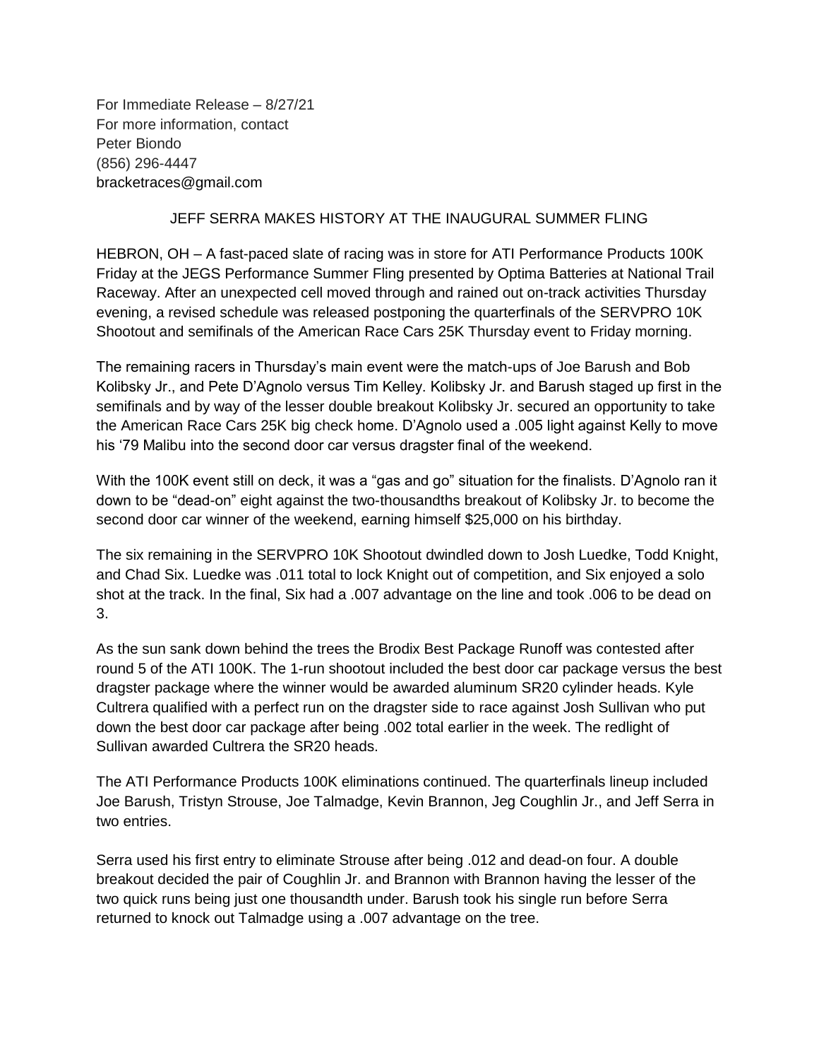For Immediate Release – 8/27/21
For more information, contact
Peter Biondo
(856) 296-4447
bracketraces@gmail.com

# JEFF SERRA MAKES HISTORY AT THE INAUGURAL SUMMER FLING

HEBRON, OH – A fast-paced slate of racing was in store for ATI Performance Products 100K Friday at the JEGS Performance Summer Fling presented by Optima Batteries at National Trail Raceway. After an unexpected cell moved through and rained out on-track activities Thursday evening, a revised schedule was released postponing the quarterfinals of the SERVPRO 10K Shootout and semifinals of the American Race Cars 25K Thursday event to Friday morning.

The remaining racers in Thursday's main event were the match-ups of Joe Barush and Bob Kolibsky Jr., and Pete D'Agnolo versus Tim Kelley. Kolibsky Jr. and Barush staged up first in the semifinals and by way of the lesser double breakout Kolibsky Jr. secured an opportunity to take the American Race Cars 25K big check home. D'Agnolo used a .005 light against Kelly to move his '79 Malibu into the second door car versus dragster final of the weekend.

With the 100K event still on deck, it was a "gas and go" situation for the finalists. D'Agnolo ran it down to be "dead-on" eight against the two-thousandths breakout of Kolibsky Jr. to become the second door car winner of the weekend, earning himself $25,000 on his birthday.

The six remaining in the SERVPRO 10K Shootout dwindled down to Josh Luedke, Todd Knight, and Chad Six. Luedke was .011 total to lock Knight out of competition, and Six enjoyed a solo shot at the track. In the final, Six had a .007 advantage on the line and took .006 to be dead on 3.

As the sun sank down behind the trees the Brodix Best Package Runoff was contested after round 5 of the ATI 100K. The 1-run shootout included the best door car package versus the best dragster package where the winner would be awarded aluminum SR20 cylinder heads. Kyle Cultrera qualified with a perfect run on the dragster side to race against Josh Sullivan who put down the best door car package after being .002 total earlier in the week. The redlight of Sullivan awarded Cultrera the SR20 heads.

The ATI Performance Products 100K eliminations continued. The quarterfinals lineup included Joe Barush, Tristyn Strouse, Joe Talmadge, Kevin Brannon, Jeg Coughlin Jr., and Jeff Serra in two entries.

Serra used his first entry to eliminate Strouse after being .012 and dead-on four. A double breakout decided the pair of Coughlin Jr. and Brannon with Brannon having the lesser of the two quick runs being just one thousandth under. Barush took his single run before Serra returned to knock out Talmadge using a .007 advantage on the tree.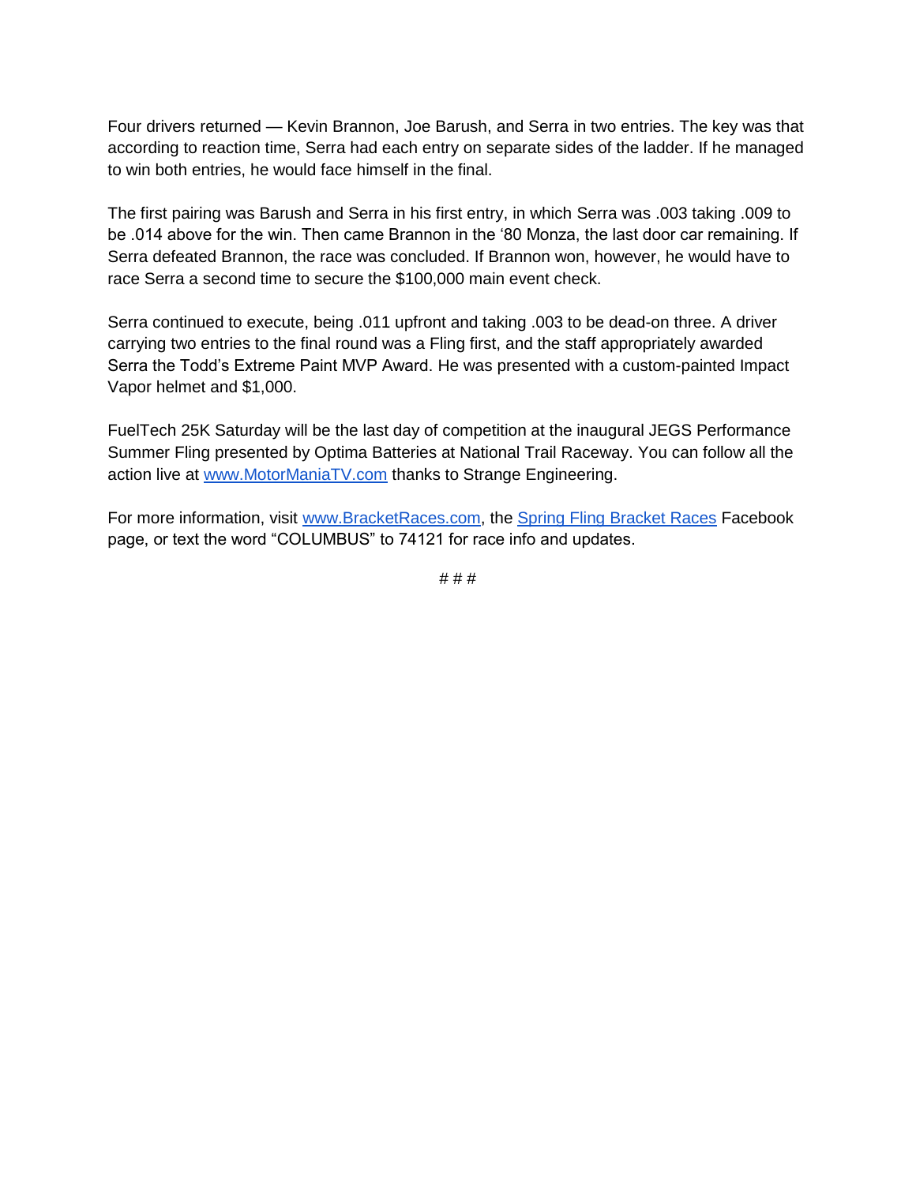Four drivers returned — Kevin Brannon, Joe Barush, and Serra in two entries. The key was that according to reaction time, Serra had each entry on separate sides of the ladder. If he managed to win both entries, he would face himself in the final.

The first pairing was Barush and Serra in his first entry, in which Serra was .003 taking .009 to be .014 above for the win. Then came Brannon in the '80 Monza, the last door car remaining. If Serra defeated Brannon, the race was concluded. If Brannon won, however, he would have to race Serra a second time to secure the $100,000 main event check.

Serra continued to execute, being .011 upfront and taking .003 to be dead-on three. A driver carrying two entries to the final round was a Fling first, and the staff appropriately awarded Serra the Todd's Extreme Paint MVP Award. He was presented with a custom-painted Impact Vapor helmet and $1,000.

FuelTech 25K Saturday will be the last day of competition at the inaugural JEGS Performance Summer Fling presented by Optima Batteries at National Trail Raceway. You can follow all the action live at [www.MotorManiaTV.com](http://www.MotorManiaTV.com) thanks to Strange Engineering.

For more information, visit [www.BracketRaces.com](http://www.BracketRaces.com), the [Spring Fling Bracket Races]() Facebook page, or text the word "COLUMBUS" to 74121 for race info and updates.

# # #